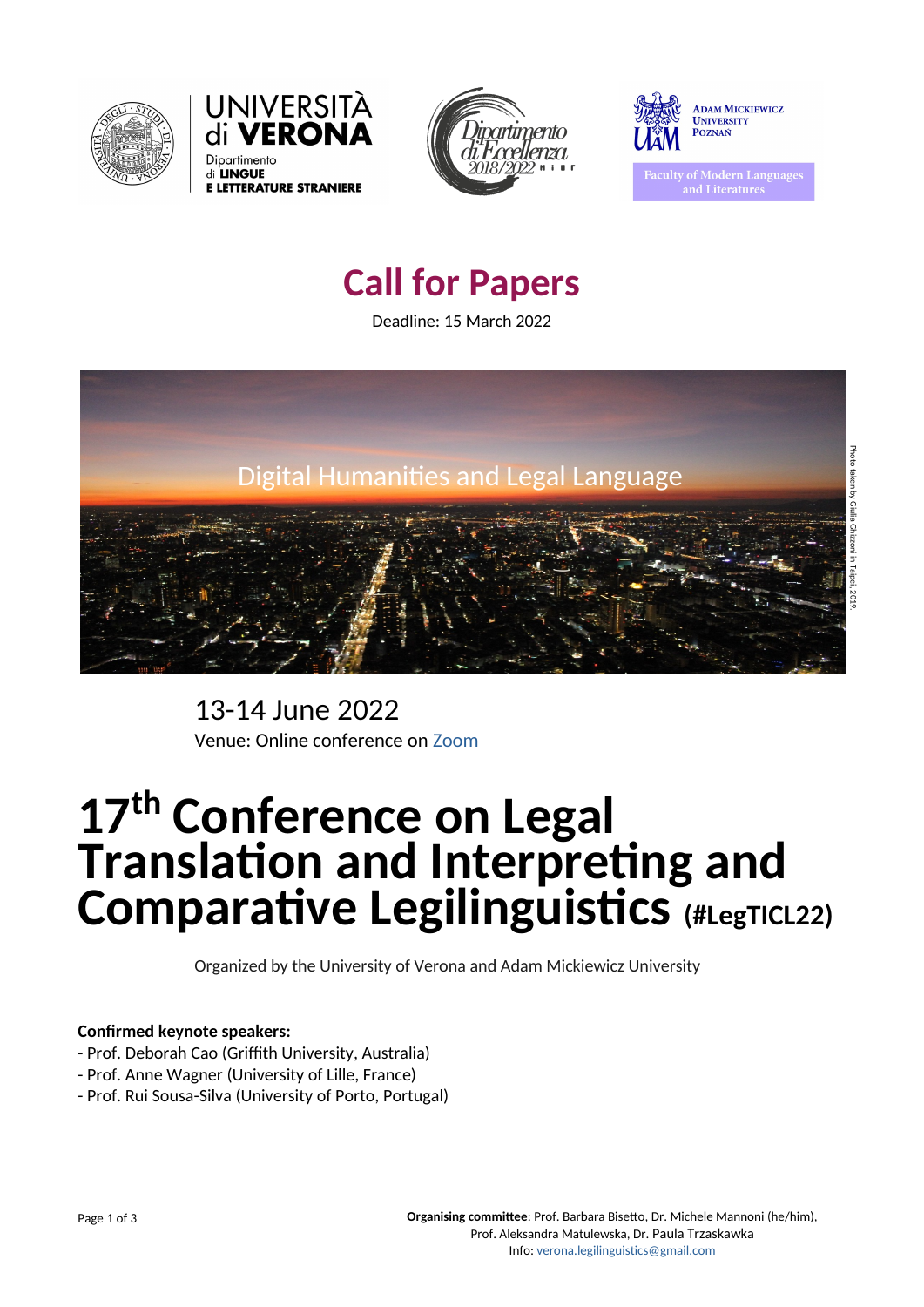UNIVERSITÀ di VERONA
Dipartimento di LINGUE E LETTERATURE STRANIERE

Dipartimento di Eccellenza 2018/2022 MIUR

ADAM MICKIEWICZ UNIVERSITY POZNAŃ
Faculty of Modern Languages and Literatures

# Call for Papers

Deadline: 15 March 2022

Digital Humanities and Legal Language

Photo taken by Giulia Grizzoni in Taipei, 2019.

13-14 June 2022

Venue: Online conference on Zoom

# 17th Conference on Legal Translation and Interpreting and Comparative Legilinguistics (#LegTICL22)

Organized by the University of Verona and Adam Mickiewicz University

**Confirmed keynote speakers:**

- Prof. Deborah Cao (Griffith University, Australia)
- Prof. Anne Wagner (University of Lille, France)
- Prof. Rui Sousa-Silva (University of Porto, Portugal)

**Organising committee**: Prof. Barbara Bisetto, Dr. Michele Mannoni (he/him), Prof. Aleksandra Matulewska, Dr. Paula Trzaskawka

Info: verona.legilinguistics@gmail.com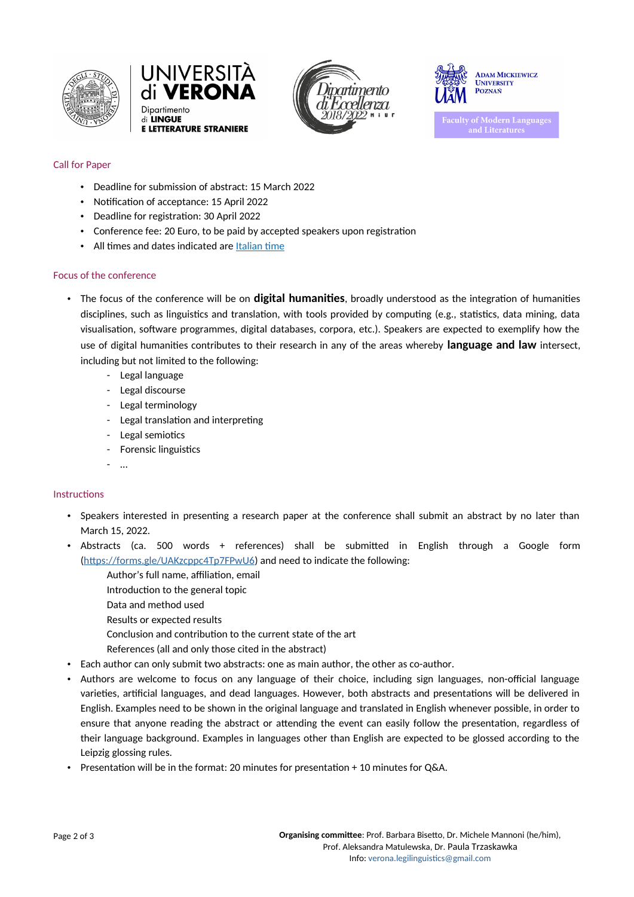## Call for Paper

- Deadline for submission of abstract: 15 March 2022
- Notification of acceptance: 15 April 2022
- Deadline for registration: 30 April 2022
- Conference fee: 20 Euro, to be paid by accepted speakers upon registration
- All times and dates indicated are Italian time

## Focus of the conference

- The focus of the conference will be on **digital humanities**, broadly understood as the integration of humanities disciplines, such as linguistics and translation, with tools provided by computing (e.g., statistics, data mining, data visualisation, software programmes, digital databases, corpora, etc.). Speakers are expected to exemplify how the use of digital humanities contributes to their research in any of the areas whereby **language and law** intersect, including but not limited to the following:
  - Legal language
  - Legal discourse
  - Legal terminology
  - Legal translation and interpreting
  - Legal semiotics
  - Forensic linguistics
  - …

## Instructions

- Speakers interested in presenting a research paper at the conference shall submit an abstract by no later than March 15, 2022.
- Abstracts (ca. 500 words + references) shall be submitted in English through a Google form (https://forms.gle/UAKzcppc4Tp7FPwU6) and need to indicate the following:

  Author's full name, affiliation, email
  Introduction to the general topic
  Data and method used
  Results or expected results
  Conclusion and contribution to the current state of the art
  References (all and only those cited in the abstract)
- Each author can only submit two abstracts: one as main author, the other as co-author.
- Authors are welcome to focus on any language of their choice, including sign languages, non-official language varieties, artificial languages, and dead languages. However, both abstracts and presentations will be delivered in English. Examples need to be shown in the original language and translated in English whenever possible, in order to ensure that anyone reading the abstract or attending the event can easily follow the presentation, regardless of their language background. Examples in languages other than English are expected to be glossed according to the Leipzig glossing rules.
- Presentation will be in the format: 20 minutes for presentation + 10 minutes for Q&A.

**Organising committee**: Prof. Barbara Bisetto, Dr. Michele Mannoni (he/him), Prof. Aleksandra Matulewska, Dr. Paula Trzaskawka
Info: verona.legilinguistics@gmail.com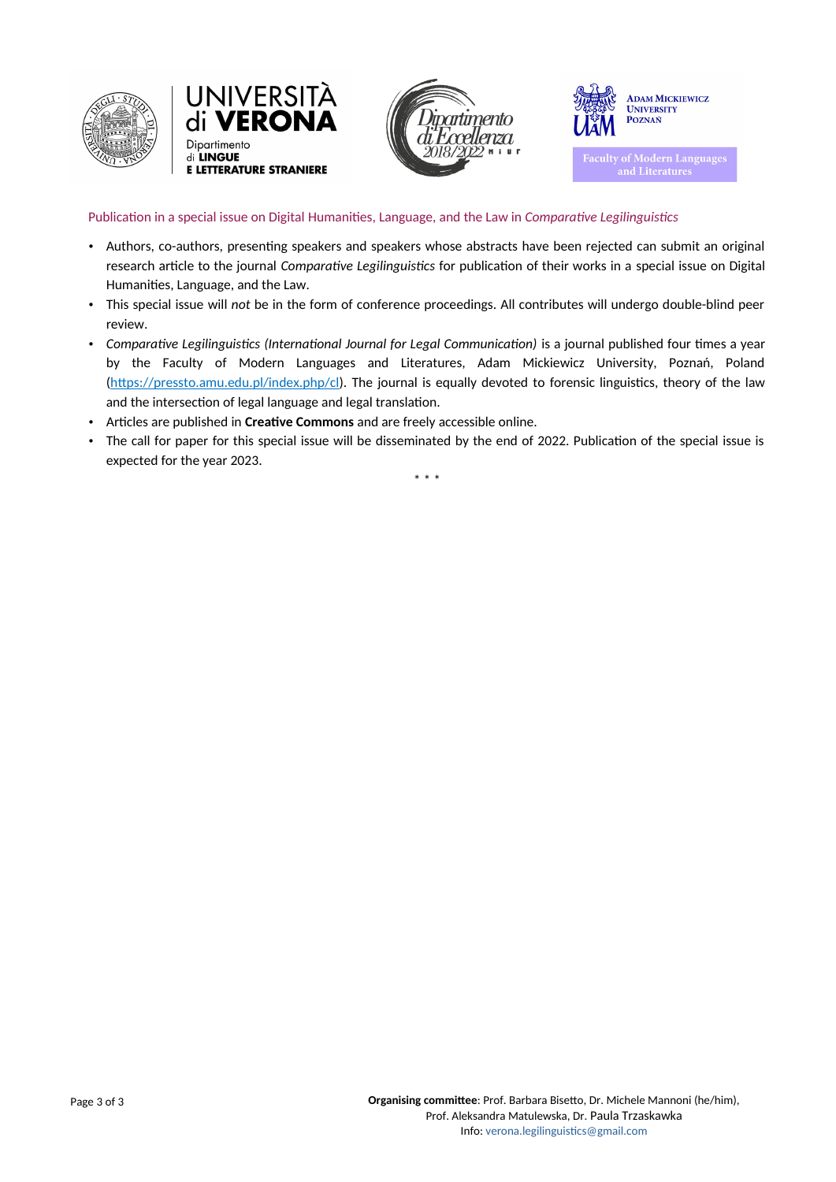Publication in a special issue on Digital Humanities, Language, and the Law in *Comparative Legilinguistics*

- Authors, co-authors, presenting speakers and speakers whose abstracts have been rejected can submit an original research article to the journal *Comparative Legilinguistics* for publication of their works in a special issue on Digital Humanities, Language, and the Law.
- This special issue will *not* be in the form of conference proceedings. All contributes will undergo double-blind peer review.
- *Comparative Legilinguistics (International Journal for Legal Communication)* is a journal published four times a year by the Faculty of Modern Languages and Literatures, Adam Mickiewicz University, Poznań, Poland (https://pressto.amu.edu.pl/index.php/cl). The journal is equally devoted to forensic linguistics, theory of the law and the intersection of legal language and legal translation.
- Articles are published in **Creative Commons** and are freely accessible online.
- The call for paper for this special issue will be disseminated by the end of 2022. Publication of the special issue is expected for the year 2023.

\* \* \*

**Organising committee**: Prof. Barbara Bisetto, Dr. Michele Mannoni (he/him), Prof. Aleksandra Matulewska, Dr. Paula Trzaskawka
Info: verona.legilinguistics@gmail.com